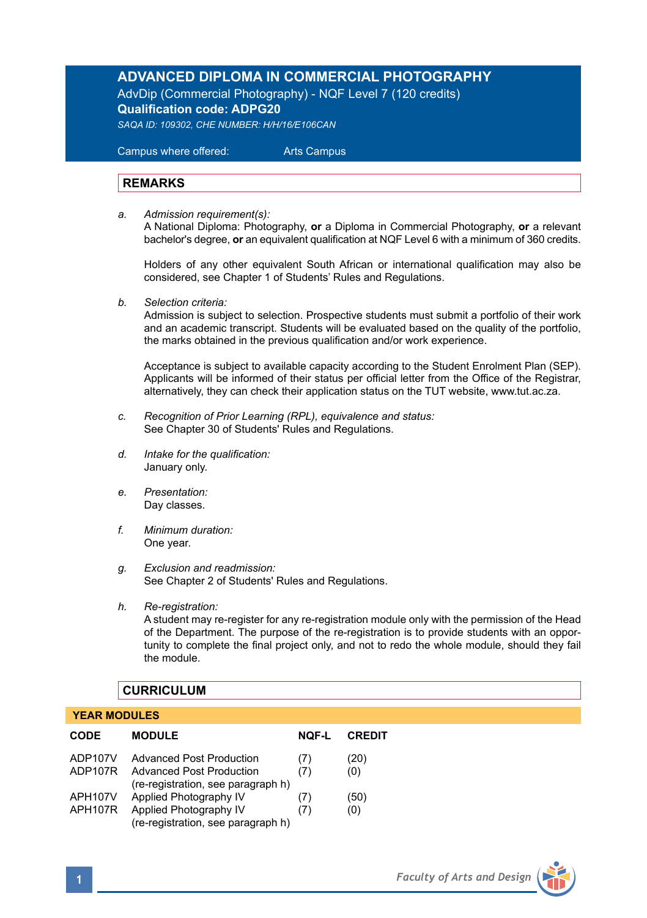# ADVANCED DIPLOMA IN COMMERCIAL PHOTOGRAPHY

AdvDip (Commercial Photography) - NQF Level 7 (120 credits)

**Qualification code: ADPG20**

*SAQA ID: 109302, CHE NUMBER: H/H/16/E106CAN*

Campus where offered: Arts Campus

## REMARKS

a. *Admission requirement(s):*
A National Diploma: Photography, **or** a Diploma in Commercial Photography, **or** a relevant bachelor's degree, **or** an equivalent qualification at NQF Level 6 with a minimum of 360 credits.

Holders of any other equivalent South African or international qualification may also be considered, see Chapter 1 of Students' Rules and Regulations.

b. *Selection criteria:*
Admission is subject to selection. Prospective students must submit a portfolio of their work and an academic transcript. Students will be evaluated based on the quality of the portfolio, the marks obtained in the previous qualification and/or work experience.

Acceptance is subject to available capacity according to the Student Enrolment Plan (SEP). Applicants will be informed of their status per official letter from the Office of the Registrar, alternatively, they can check their application status on the TUT website, www.tut.ac.za.

c. *Recognition of Prior Learning (RPL), equivalence and status:*
See Chapter 30 of Students' Rules and Regulations.

d. *Intake for the qualification:*
January only.

e. *Presentation:*
Day classes.

f. *Minimum duration:*
One year.

g. *Exclusion and readmission:*
See Chapter 2 of Students' Rules and Regulations.

h. *Re-registration:*
A student may re-register for any re-registration module only with the permission of the Head of the Department. The purpose of the re-registration is to provide students with an opportunity to complete the final project only, and not to redo the whole module, should they fail the module.

## CURRICULUM

### YEAR MODULES

| CODE | MODULE | NQF-L | CREDIT |
|---|---|---|---|
| ADP107V | Advanced Post Production | (7) | (20) |
| ADP107R | Advanced Post Production (re-registration, see paragraph h) | (7) | (0) |
| APH107V | Applied Photography IV | (7) | (50) |
| APH107R | Applied Photography IV (re-registration, see paragraph h) | (7) | (0) |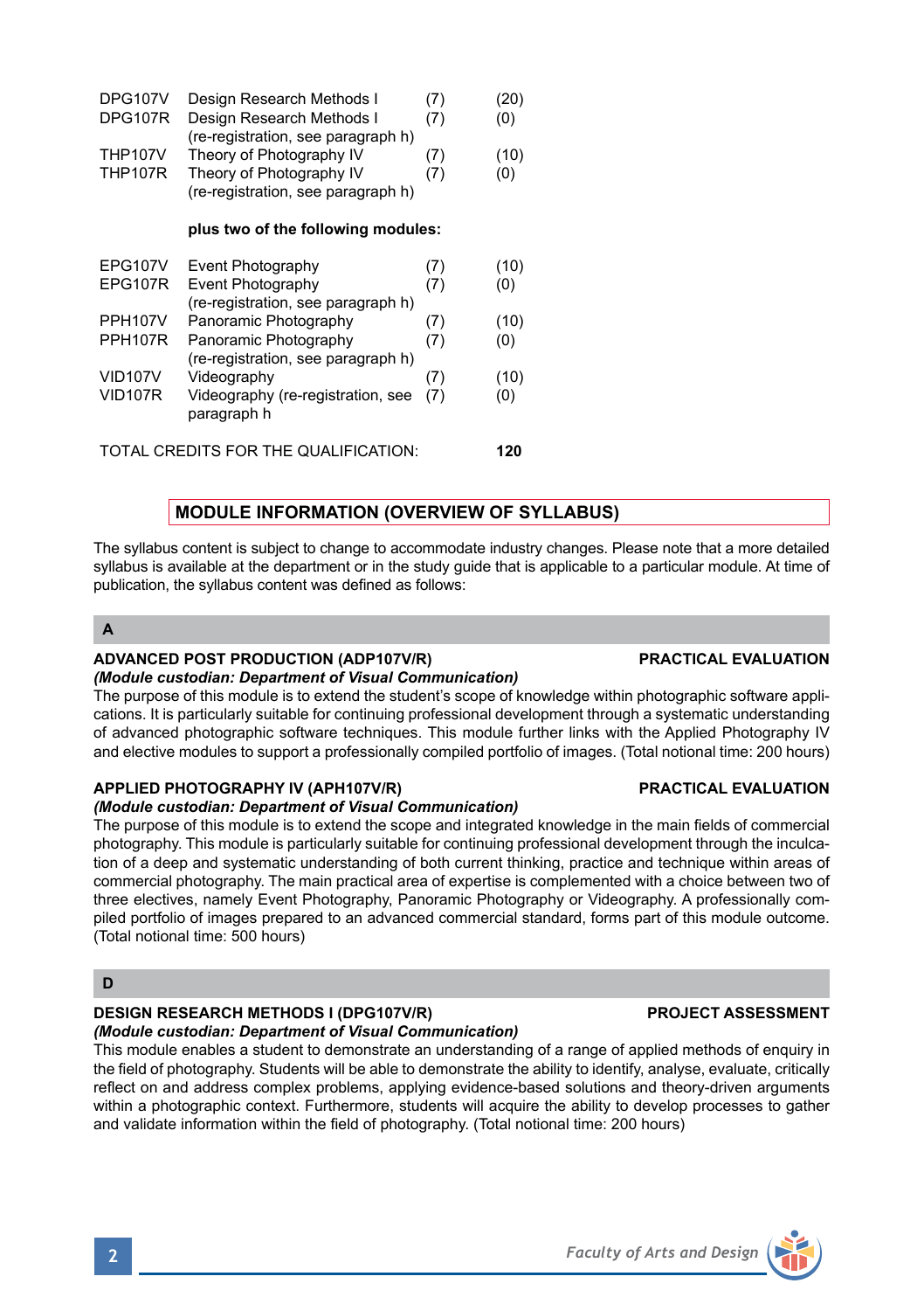| | | | |
|---|---|---|---|
| DPG107V | Design Research Methods I | (7) | (20) |
| DPG107R | Design Research Methods I (re-registration, see paragraph h) | (7) | (0) |
| THP107V | Theory of Photography IV | (7) | (10) |
| THP107R | Theory of Photography IV (re-registration, see paragraph h) | (7) | (0) |
| | **plus two of the following modules:** | | |
| EPG107V | Event Photography | (7) | (10) |
| EPG107R | Event Photography (re-registration, see paragraph h) | (7) | (0) |
| PPH107V | Panoramic Photography | (7) | (10) |
| PPH107R | Panoramic Photography (re-registration, see paragraph h) | (7) | (0) |
| VID107V | Videography | (7) | (10) |
| VID107R | Videography (re-registration, see paragraph h | (7) | (0) |

TOTAL CREDITS FOR THE QUALIFICATION: **120**

## MODULE INFORMATION (OVERVIEW OF SYLLABUS)

The syllabus content is subject to change to accommodate industry changes. Please note that a more detailed syllabus is available at the department or in the study guide that is applicable to a particular module. At time of publication, the syllabus content was defined as follows:

### A

**ADVANCED POST PRODUCTION (ADP107V/R)** — **PRACTICAL EVALUATION**
***(Module custodian: Department of Visual Communication)***
The purpose of this module is to extend the student's scope of knowledge within photographic software applications. It is particularly suitable for continuing professional development through a systematic understanding of advanced photographic software techniques. This module further links with the Applied Photography IV and elective modules to support a professionally compiled portfolio of images. (Total notional time: 200 hours)

**APPLIED PHOTOGRAPHY IV (APH107V/R)** — **PRACTICAL EVALUATION**
***(Module custodian: Department of Visual Communication)***
The purpose of this module is to extend the scope and integrated knowledge in the main fields of commercial photography. This module is particularly suitable for continuing professional development through the inculcation of a deep and systematic understanding of both current thinking, practice and technique within areas of commercial photography. The main practical area of expertise is complemented with a choice between two of three electives, namely Event Photography, Panoramic Photography or Videography. A professionally compiled portfolio of images prepared to an advanced commercial standard, forms part of this module outcome. (Total notional time: 500 hours)

### D

**DESIGN RESEARCH METHODS I (DPG107V/R)** — **PROJECT ASSESSMENT**
***(Module custodian: Department of Visual Communication)***
This module enables a student to demonstrate an understanding of a range of applied methods of enquiry in the field of photography. Students will be able to demonstrate the ability to identify, analyse, evaluate, critically reflect on and address complex problems, applying evidence-based solutions and theory-driven arguments within a photographic context. Furthermore, students will acquire the ability to develop processes to gather and validate information within the field of photography. (Total notional time: 200 hours)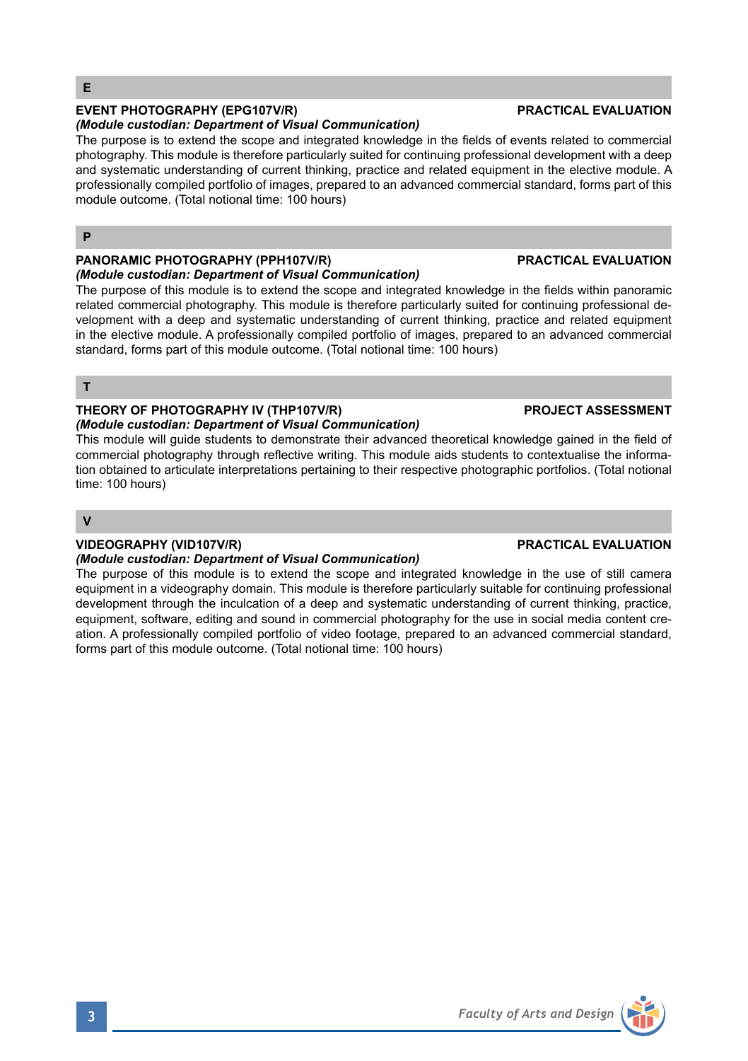## E

### EVENT PHOTOGRAPHY (EPG107V/R) PRACTICAL EVALUATION

***(Module custodian: Department of Visual Communication)***

The purpose is to extend the scope and integrated knowledge in the fields of events related to commercial photography. This module is therefore particularly suited for continuing professional development with a deep and systematic understanding of current thinking, practice and related equipment in the elective module. A professionally compiled portfolio of images, prepared to an advanced commercial standard, forms part of this module outcome. (Total notional time: 100 hours)

## P

### PANORAMIC PHOTOGRAPHY (PPH107V/R) PRACTICAL EVALUATION

***(Module custodian: Department of Visual Communication)***

The purpose of this module is to extend the scope and integrated knowledge in the fields within panoramic related commercial photography. This module is therefore particularly suited for continuing professional development with a deep and systematic understanding of current thinking, practice and related equipment in the elective module. A professionally compiled portfolio of images, prepared to an advanced commercial standard, forms part of this module outcome. (Total notional time: 100 hours)

## T

### THEORY OF PHOTOGRAPHY IV (THP107V/R) PROJECT ASSESSMENT

***(Module custodian: Department of Visual Communication)***

This module will guide students to demonstrate their advanced theoretical knowledge gained in the field of commercial photography through reflective writing. This module aids students to contextualise the information obtained to articulate interpretations pertaining to their respective photographic portfolios. (Total notional time: 100 hours)

## V

### VIDEOGRAPHY (VID107V/R) PRACTICAL EVALUATION

***(Module custodian: Department of Visual Communication)***

The purpose of this module is to extend the scope and integrated knowledge in the use of still camera equipment in a videography domain. This module is therefore particularly suitable for continuing professional development through the inculcation of a deep and systematic understanding of current thinking, practice, equipment, software, editing and sound in commercial photography for the use in social media content creation. A professionally compiled portfolio of video footage, prepared to an advanced commercial standard, forms part of this module outcome. (Total notional time: 100 hours)